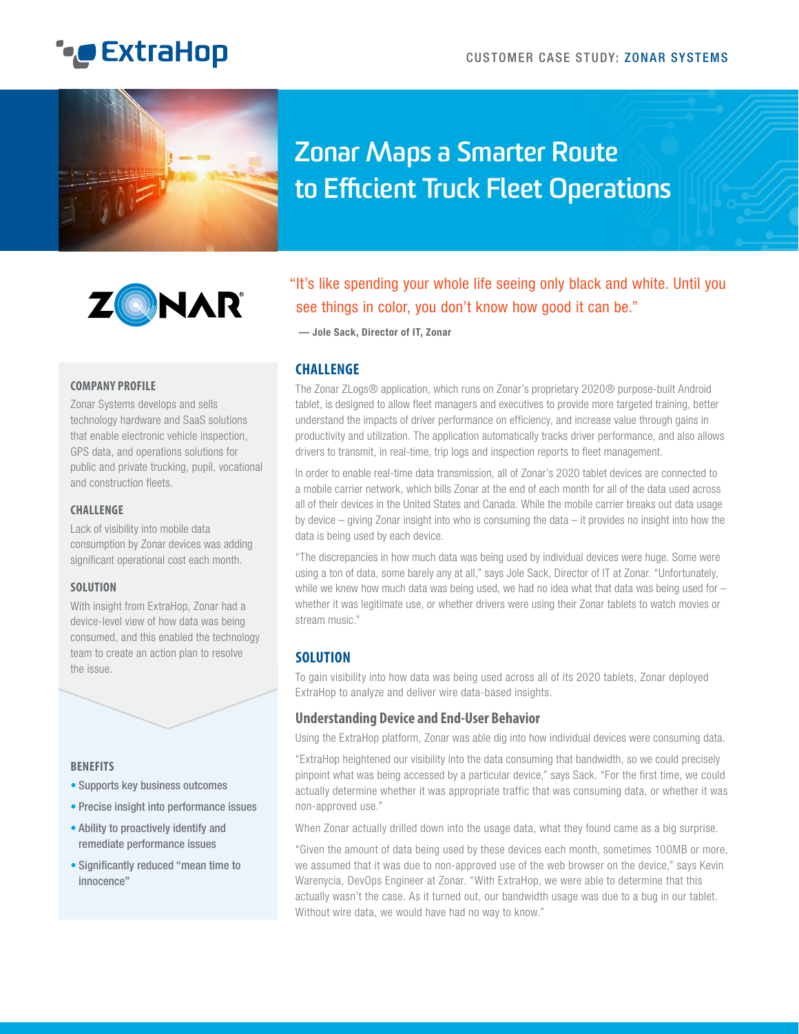CUSTOMER CASE STUDY: ZONAR SYSTEMS

# Zonar Maps a Smarter Route to Efficient Truck Fleet Operations

"It's like spending your whole life seeing only black and white. Until you see things in color, you don't know how good it can be."

**— Jole Sack, Director of IT, Zonar**

### COMPANY PROFILE

Zonar Systems develops and sells technology hardware and SaaS solutions that enable electronic vehicle inspection, GPS data, and operations solutions for public and private trucking, pupil, vocational and construction fleets.

### CHALLENGE

Lack of visibility into mobile data consumption by Zonar devices was adding significant operational cost each month.

### SOLUTION

With insight from ExtraHop, Zonar had a device-level view of how data was being consumed, and this enabled the technology team to create an action plan to resolve the issue.

### BENEFITS

- Supports key business outcomes
- Precise insight into performance issues
- Ability to proactively identify and remediate performance issues
- Significantly reduced "mean time to innocence"

## CHALLENGE

The Zonar ZLogs® application, which runs on Zonar's proprietary 2020® purpose-built Android tablet, is designed to allow fleet managers and executives to provide more targeted training, better understand the impacts of driver performance on efficiency, and increase value through gains in productivity and utilization. The application automatically tracks driver performance, and also allows drivers to transmit, in real-time, trip logs and inspection reports to fleet management.

In order to enable real-time data transmission, all of Zonar's 2020 tablet devices are connected to a mobile carrier network, which bills Zonar at the end of each month for all of the data used across all of their devices in the United States and Canada. While the mobile carrier breaks out data usage by device – giving Zonar insight into who is consuming the data – it provides no insight into how the data is being used by each device.

"The discrepancies in how much data was being used by individual devices were huge. Some were using a ton of data, some barely any at all," says Jole Sack, Director of IT at Zonar. "Unfortunately, while we knew how much data was being used, we had no idea what that data was being used for – whether it was legitimate use, or whether drivers were using their Zonar tablets to watch movies or stream music."

## SOLUTION

To gain visibility into how data was being used across all of its 2020 tablets, Zonar deployed ExtraHop to analyze and deliver wire data-based insights.

### Understanding Device and End-User Behavior

Using the ExtraHop platform, Zonar was able dig into how individual devices were consuming data.

"ExtraHop heightened our visibility into the data consuming that bandwidth, so we could precisely pinpoint what was being accessed by a particular device," says Sack. "For the first time, we could actually determine whether it was appropriate traffic that was consuming data, or whether it was non-approved use."

When Zonar actually drilled down into the usage data, what they found came as a big surprise.

"Given the amount of data being used by these devices each month, sometimes 100MB or more, we assumed that it was due to non-approved use of the web browser on the device," says Kevin Warenycia, DevOps Engineer at Zonar. "With ExtraHop, we were able to determine that this actually wasn't the case. As it turned out, our bandwidth usage was due to a bug in our tablet. Without wire data, we would have had no way to know."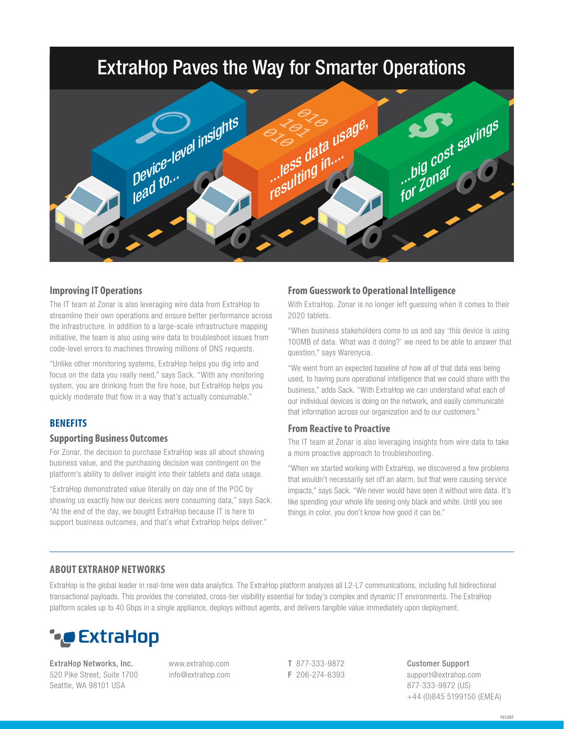# ExtraHop Paves the Way for Smarter Operations

Device-level insights lead to...

...less data usage, resulting in....

...big cost savings for Zonar

### Improving IT Operations

The IT team at Zonar is also leveraging wire data from ExtraHop to streamline their own operations and ensure better performance across the infrastructure. In addition to a large-scale infrastructure mapping initiative, the team is also using wire data to troubleshoot issues from code-level errors to machines throwing millions of DNS requests.

"Unlike other monitoring systems, ExtraHop helps you dig into and focus on the data you really need," says Sack. "With any monitoring system, you are drinking from the fire hose, but ExtraHop helps you quickly moderate that flow in a way that's actually consumable."

## BENEFITS

### Supporting Business Outcomes

For Zonar, the decision to purchase ExtraHop was all about showing business value, and the purchasing decision was contingent on the platform's ability to deliver insight into their tablets and data usage.

"ExtraHop demonstrated value literally on day one of the POC by showing us exactly how our devices were consuming data," says Sack. "At the end of the day, we bought ExtraHop because IT is here to support business outcomes, and that's what ExtraHop helps deliver."

### From Guesswork to Operational Intelligence

With ExtraHop, Zonar is no longer left guessing when it comes to their 2020 tablets.

"When business stakeholders come to us and say 'this device is using 100MB of data. What was it doing?' we need to be able to answer that question," says Warenycia.

"We went from an expected baseline of how all of that data was being used, to having pure operational intelligence that we could share with the business," adds Sack. "With ExtraHop we can understand what each of our individual devices is doing on the network, and easily communicate that information across our organization and to our customers."

### From Reactive to Proactive

The IT team at Zonar is also leveraging insights from wire data to take a more proactive approach to troubleshooting.

"When we started working with ExtraHop, we discovered a few problems that wouldn't necessarily set off an alarm, but that were causing service impacts," says Sack. "We never would have seen it without wire data. It's like spending your whole life seeing only black and white. Until you see things in color, you don't know how good it can be."

## ABOUT EXTRAHOP NETWORKS

ExtraHop is the global leader in real-time wire data analytics. The ExtraHop platform analyzes all L2-L7 communications, including full bidirectional transactional payloads. This provides the correlated, cross-tier visibility essential for today's complex and dynamic IT environments. The ExtraHop platform scales up to 40 Gbps in a single appliance, deploys without agents, and delivers tangible value immediately upon deployment.

ExtraHop

**ExtraHop Networks, Inc.**
520 Pike Street, Suite 1700
Seattle, WA 98101 USA

www.extrahop.com
info@extrahop.com

**T** 877-333-9872
**F** 206-274-6393

**Customer Support**
support@extrahop.com
877-333-9872 (US)
+44 (0)845 5199150 (EMEA)

151207